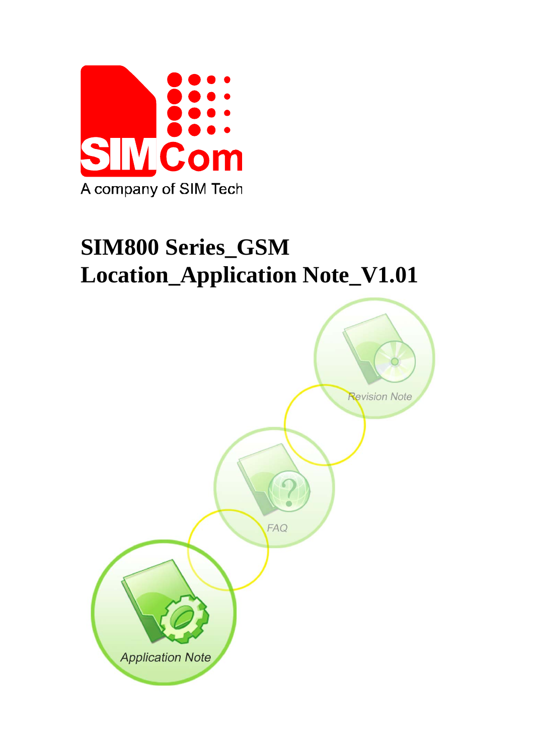# SIM800 Series_GSM Location_Application Note_V1.01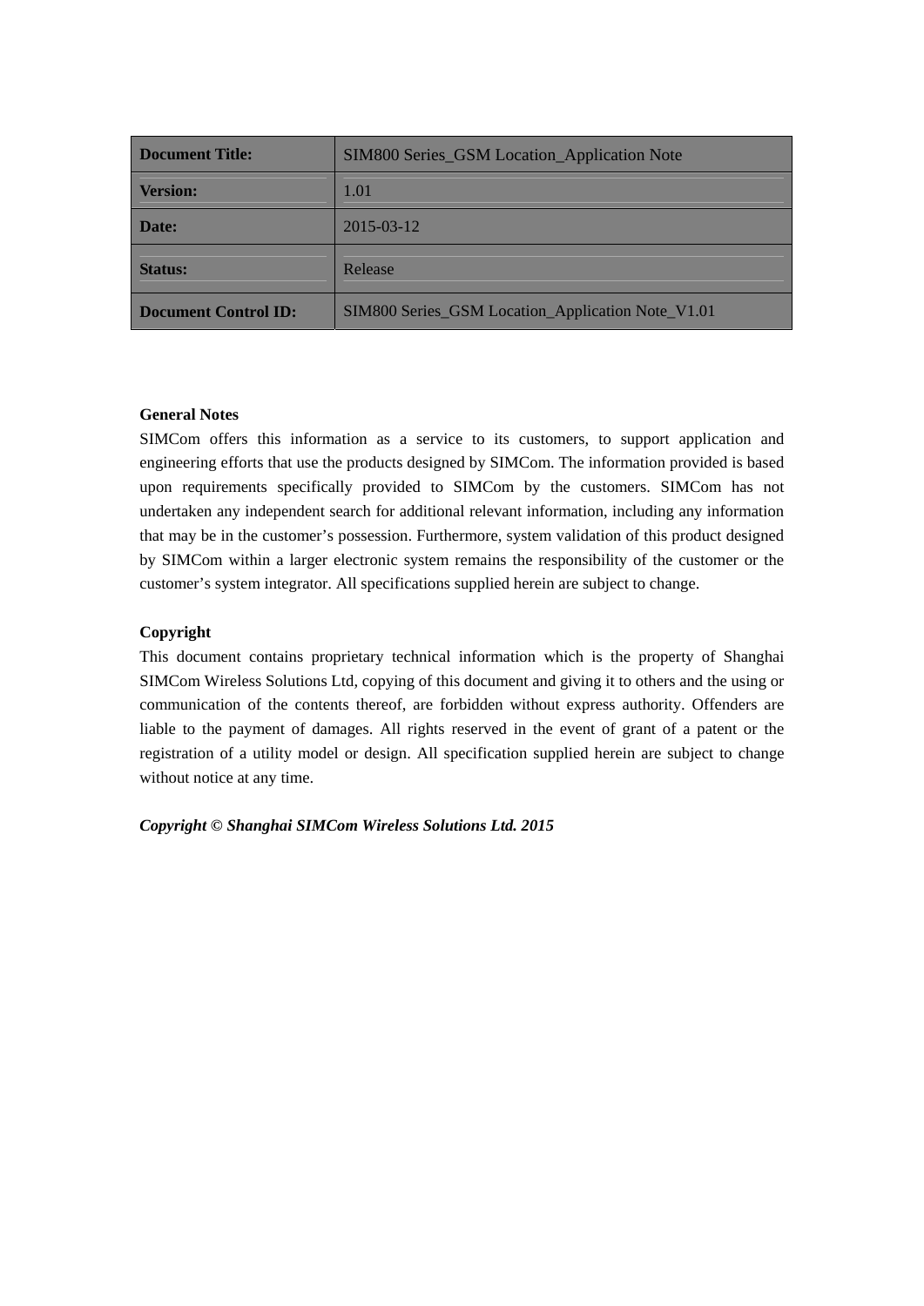| Document Title: | SIM800 Series_GSM Location_Application Note |
|---|---|
| Version: | 1.01 |
| Date: | 2015-03-12 |
| Status: | Release |
| Document Control ID: | SIM800 Series_GSM Location_Application Note_V1.01 |

**General Notes**

SIMCom offers this information as a service to its customers, to support application and engineering efforts that use the products designed by SIMCom. The information provided is based upon requirements specifically provided to SIMCom by the customers. SIMCom has not undertaken any independent search for additional relevant information, including any information that may be in the customer's possession. Furthermore, system validation of this product designed by SIMCom within a larger electronic system remains the responsibility of the customer or the customer's system integrator. All specifications supplied herein are subject to change.

**Copyright**

This document contains proprietary technical information which is the property of Shanghai SIMCom Wireless Solutions Ltd, copying of this document and giving it to others and the using or communication of the contents thereof, are forbidden without express authority. Offenders are liable to the payment of damages. All rights reserved in the event of grant of a patent or the registration of a utility model or design. All specification supplied herein are subject to change without notice at any time.

***Copyright © Shanghai SIMCom Wireless Solutions Ltd. 2015***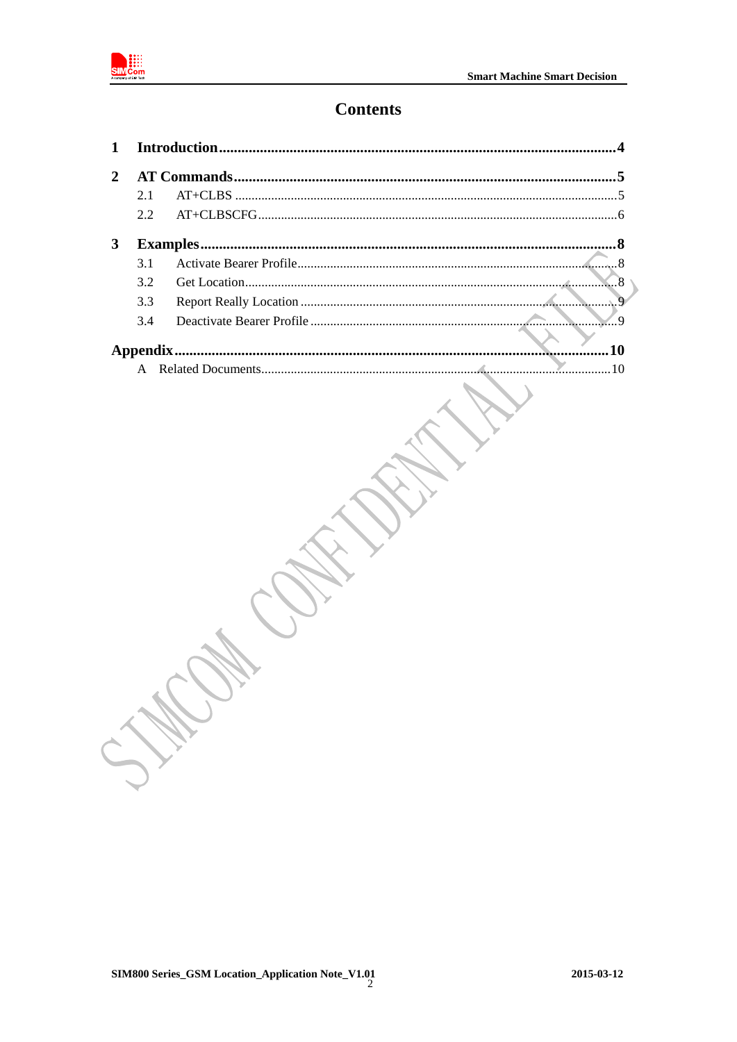# Contents

1 Introduction ........................................................................................................................ 4

2 AT Commands .................................................................................................................... 5

  2.1 AT+CLBS ....................................................................................................................... 5

  2.2 AT+CLBSCFG ................................................................................................................ 6

3 Examples ............................................................................................................................ 8

  3.1 Activate Bearer Profile ................................................................................................... 8

  3.2 Get Location .................................................................................................................. 8

  3.3 Report Really Location ................................................................................................... 9

  3.4 Deactivate Bearer Profile ............................................................................................... 9

Appendix ............................................................................................................................. 10

  A Related Documents ......................................................................................................... 10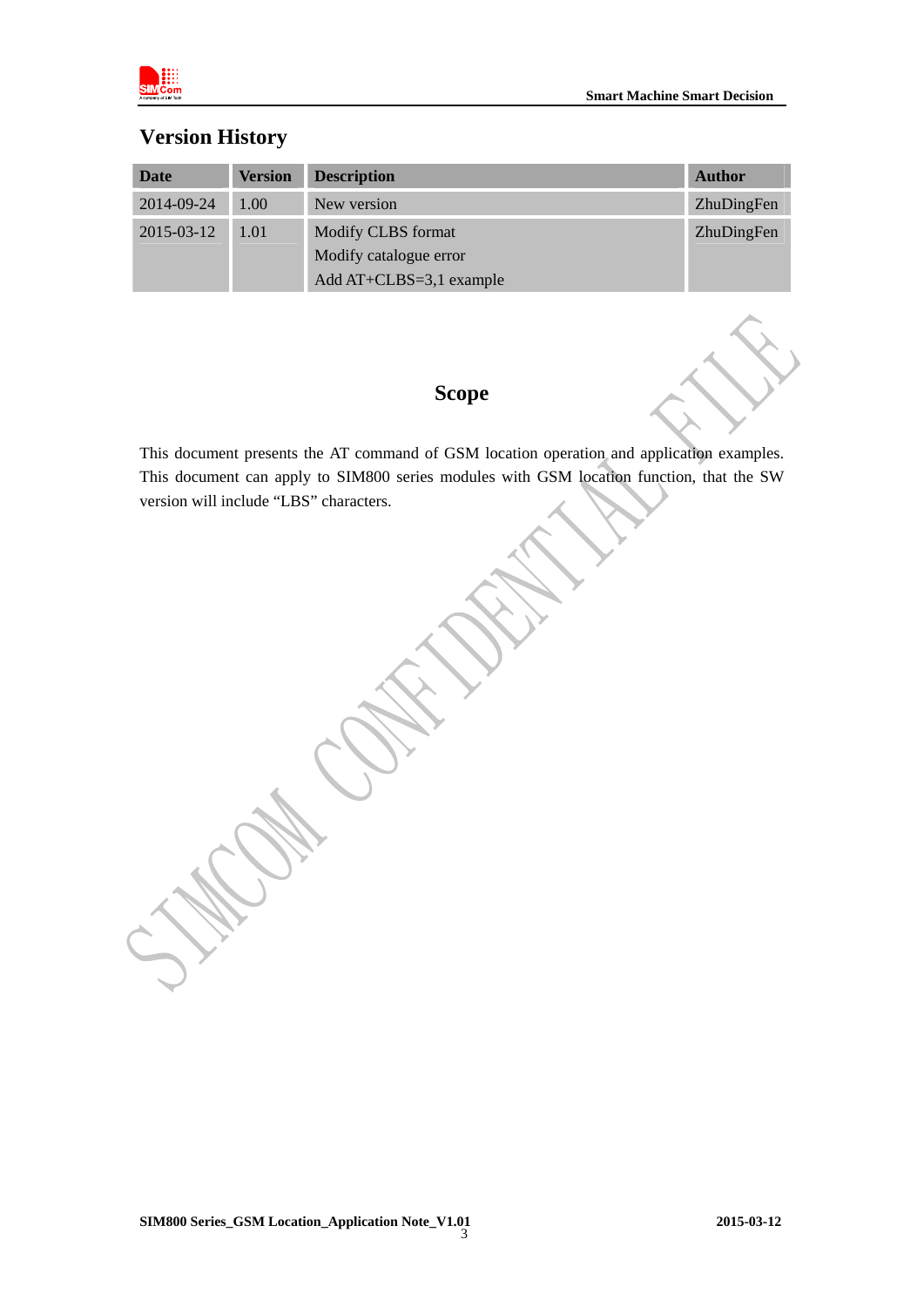# Version History

| Date | Version | Description | Author |
|---|---|---|---|
| 2014-09-24 | 1.00 | New version | ZhuDingFen |
| 2015-03-12 | 1.01 | Modify CLBS format<br>Modify catalogue error<br>Add AT+CLBS=3,1 example | ZhuDingFen |

## Scope

This document presents the AT command of GSM location operation and application examples. This document can apply to SIM800 series modules with GSM location function, that the SW version will include "LBS" characters.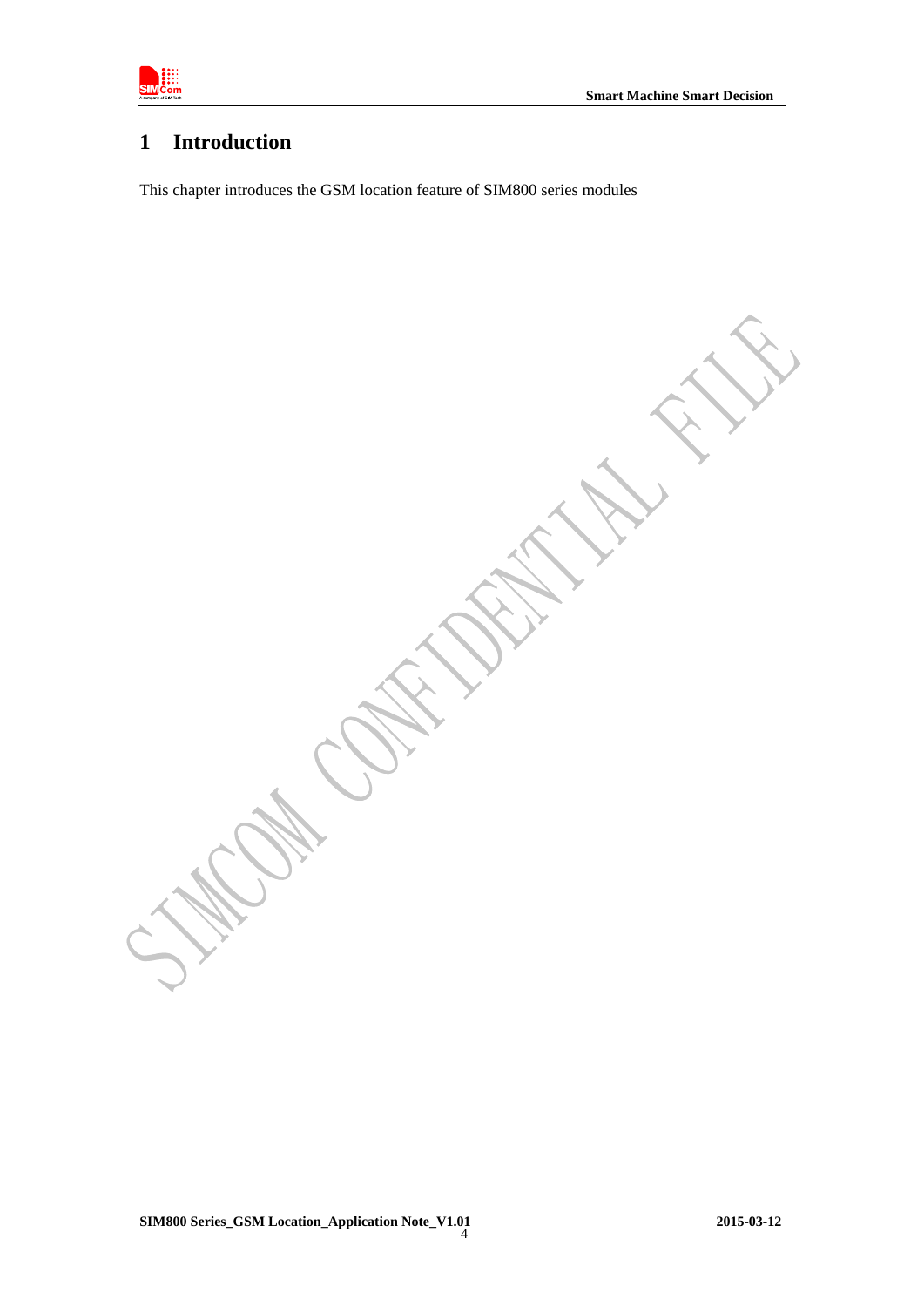# 1 Introduction

This chapter introduces the GSM location feature of SIM800 series modules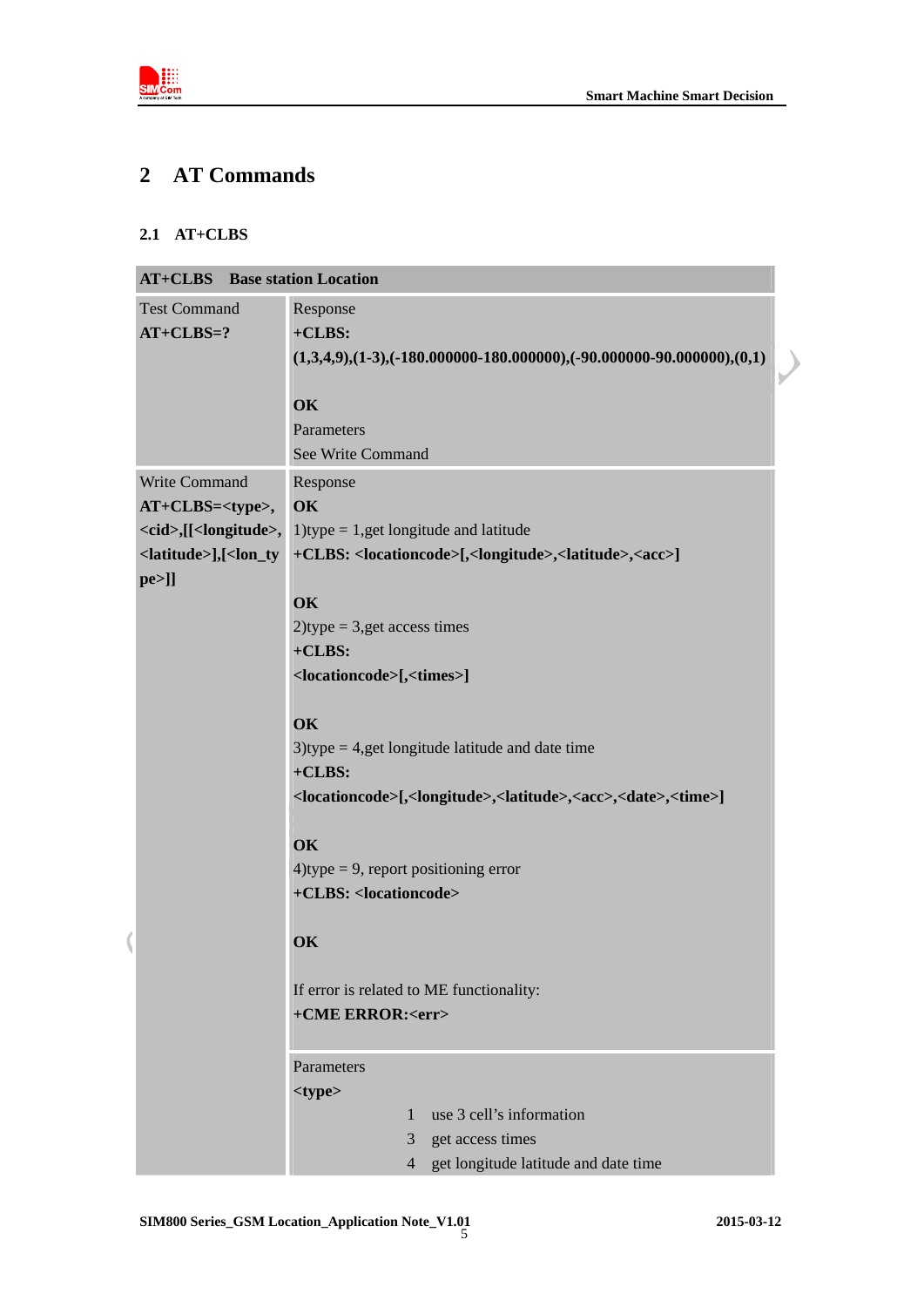# 2 AT Commands

## 2.1 AT+CLBS

| **AT+CLBS Base station Location** | |
|---|---|
| Test Command<br>**AT+CLBS=?** | Response<br>**+CLBS:**<br>**(1,3,4,9),(1-3),(-180.000000-180.000000),(-90.000000-90.000000),(0,1)**<br><br>**OK**<br>Parameters<br>See Write Command |
| Write Command<br>**AT+CLBS=<type>,<cid>,[[<longitude>,<latitude>],[<lon_type>]]** | Response<br>**OK**<br>1)type = 1,get longitude and latitude<br>**+CLBS: <locationcode>[,<longitude>,<latitude>,<acc>]**<br><br>**OK**<br>2)type = 3,get access times<br>**+CLBS:**<br>**<locationcode>[,<times>]**<br><br>**OK**<br>3)type = 4,get longitude latitude and date time<br>**+CLBS:**<br>**<locationcode>[,<longitude>,<latitude>,<acc>,<date>,<time>]**<br><br>**OK**<br>4)type = 9, report positioning error<br>**+CLBS: <locationcode>**<br><br>**OK**<br><br>If error is related to ME functionality:<br>**+CME ERROR:<err>** |
| | Parameters<br>**<type>**<br>1 use 3 cell's information<br>3 get access times<br>4 get longitude latitude and date time |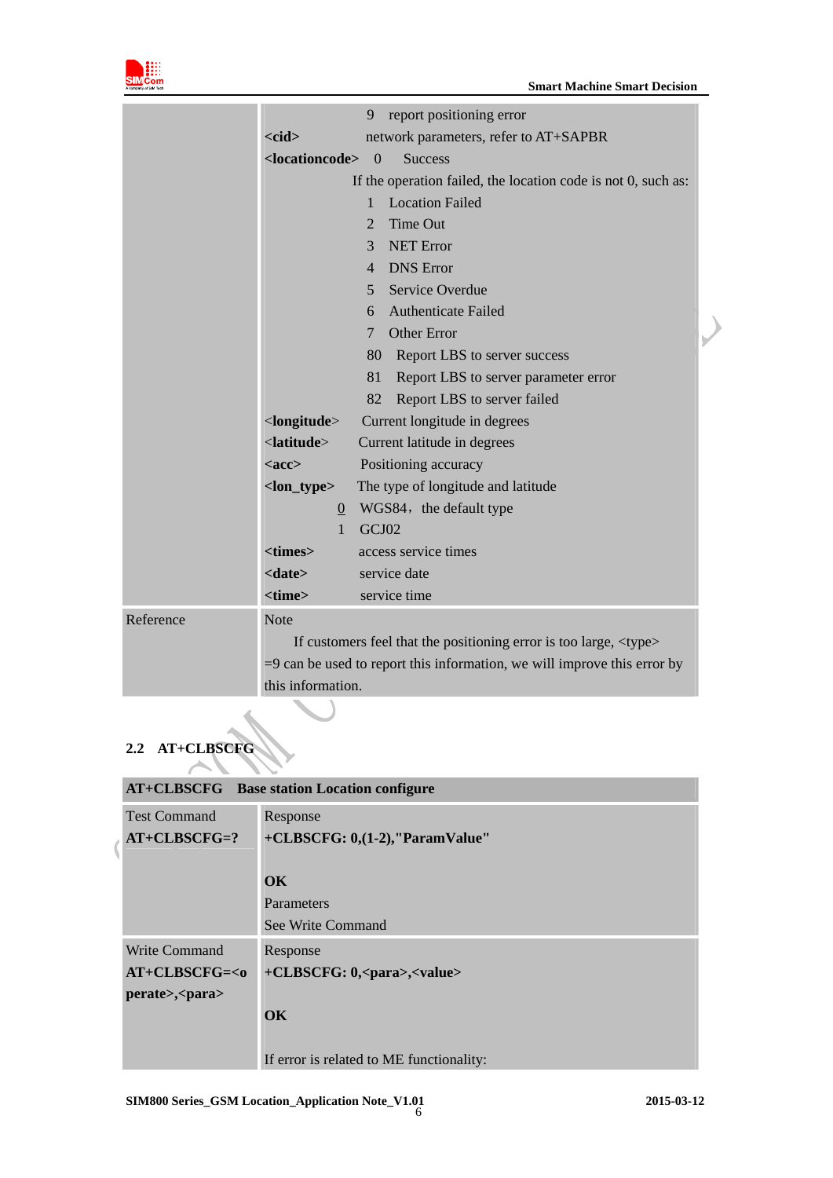| | |
|---|---|
| | 9 report positioning error<br>**<cid>** network parameters, refer to AT+SAPBR<br>**<locationcode>** 0 Success<br>If the operation failed, the location code is not 0, such as:<br>1 Location Failed<br>2 Time Out<br>3 NET Error<br>4 DNS Error<br>5 Service Overdue<br>6 Authenticate Failed<br>7 Other Error<br>80 Report LBS to server success<br>81 Report LBS to server parameter error<br>82 Report LBS to server failed<br>**<longitude>** Current longitude in degrees<br>**<latitude>** Current latitude in degrees<br>**<acc>** Positioning accuracy<br>**<lon_type>** The type of longitude and latitude<br>0 WGS84，the default type<br>1 GCJ02<br>**<times>** access service times<br>**<date>** service date<br>**<time>** service time |
| Reference | Note<br>If customers feel that the positioning error is too large, <type> =9 can be used to report this information, we will improve this error by this information. |

## 2.2 AT+CLBSCFG

| **AT+CLBSCFG Base station Location configure** | |
|---|---|
| Test Command<br>**AT+CLBSCFG=?** | Response<br>**+CLBSCFG: 0,(1-2),"ParamValue"**<br><br>**OK**<br>Parameters<br>See Write Command |
| Write Command<br>**AT+CLBSCFG=<operate>,<para>** | Response<br>**+CLBSCFG: 0,<para>,<value>**<br><br>**OK**<br><br>If error is related to ME functionality: |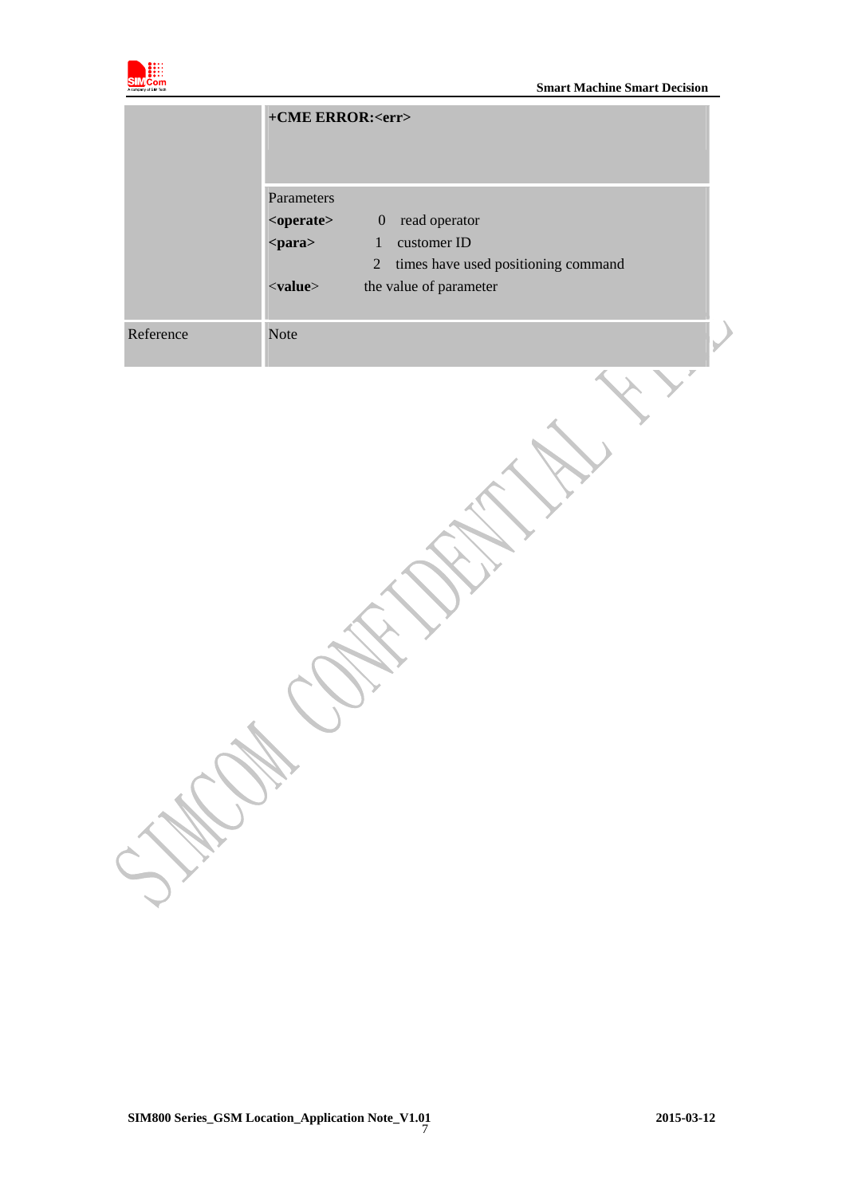| | |
|---|---|
| | **+CME ERROR:<err>** |
| | Parameters<br>**<operate>** 0 read operator<br>**<para>** 1 customer ID<br>2 times have used positioning command<br><**value**> the value of parameter |
| Reference | Note |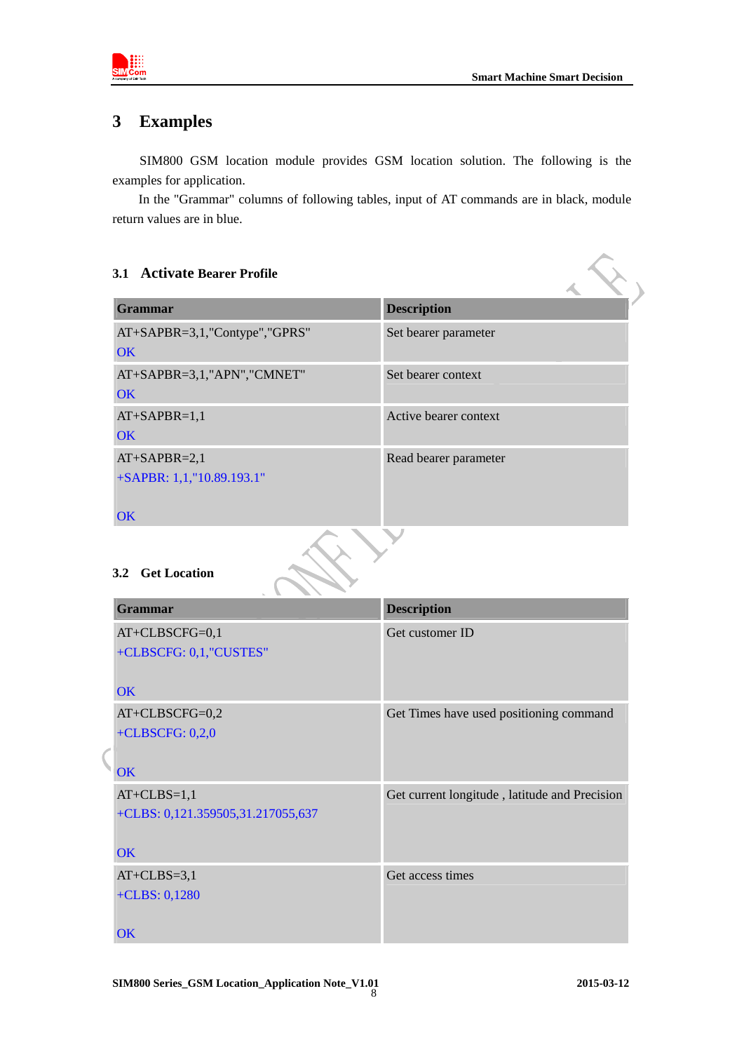# 3 Examples

SIM800 GSM location module provides GSM location solution. The following is the examples for application.

In the "Grammar" columns of following tables, input of AT commands are in black, module return values are in blue.

## 3.1 Activate Bearer Profile

| Grammar | Description |
|---|---|
| AT+SAPBR=3,1,"Contype","GPRS"<br>OK | Set bearer parameter |
| AT+SAPBR=3,1,"APN","CMNET"<br>OK | Set bearer context |
| AT+SAPBR=1,1<br>OK | Active bearer context |
| AT+SAPBR=2,1<br>+SAPBR: 1,1,"10.89.193.1"<br><br>OK | Read bearer parameter |

## 3.2 Get Location

| Grammar | Description |
|---|---|
| AT+CLBSCFG=0,1<br>+CLBSCFG: 0,1,"CUSTES"<br><br>OK | Get customer ID |
| AT+CLBSCFG=0,2<br>+CLBSCFG: 0,2,0<br><br>OK | Get Times have used positioning command |
| AT+CLBS=1,1<br>+CLBS: 0,121.359505,31.217055,637<br><br>OK | Get current longitude , latitude and Precision |
| AT+CLBS=3,1<br>+CLBS: 0,1280<br><br>OK | Get access times |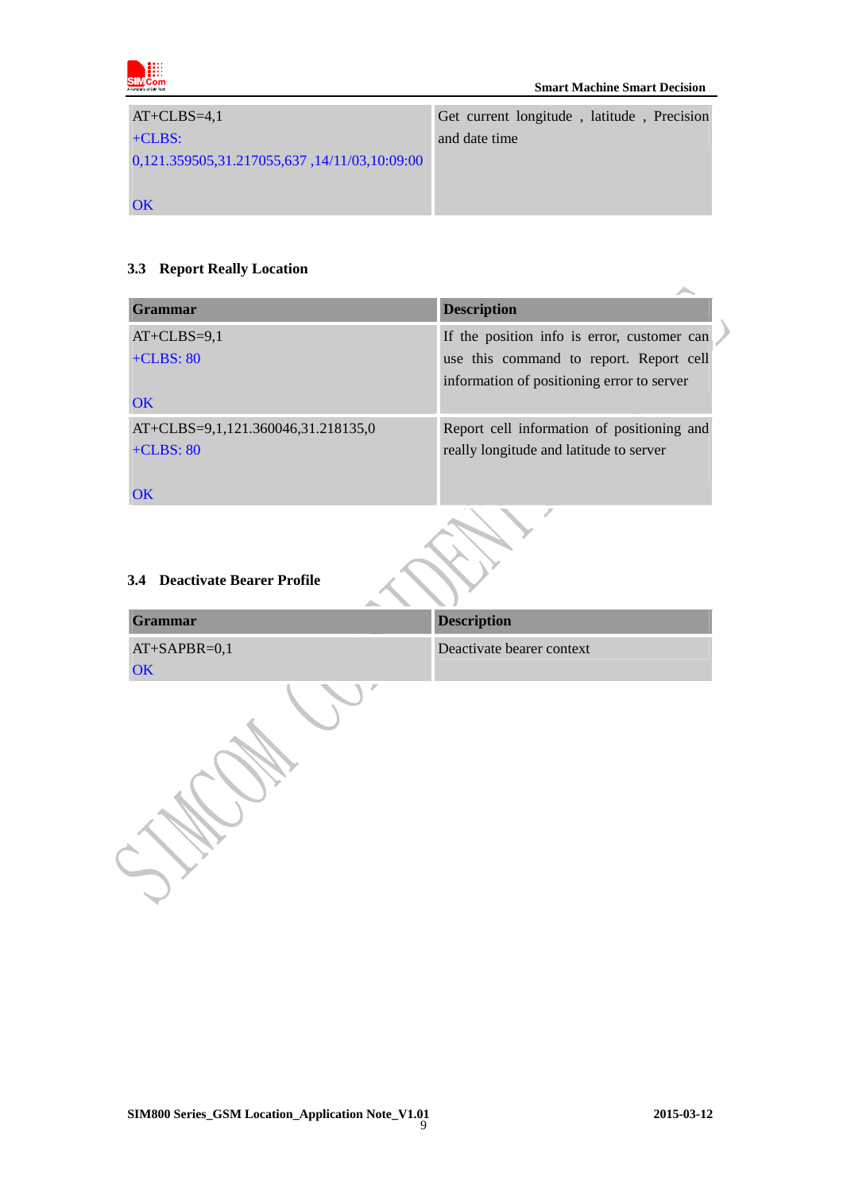| | |
|---|---|
| AT+CLBS=4,1<br>+CLBS:<br>0,121.359505,31.217055,637 ,14/11/03,10:09:00<br><br>OK | Get current longitude , latitude , Precision and date time |

### 3.3 Report Really Location

| Grammar | Description |
|---|---|
| AT+CLBS=9,1<br>+CLBS: 80<br><br>OK | If the position info is error, customer can use this command to report. Report cell information of positioning error to server |
| AT+CLBS=9,1,121.360046,31.218135,0<br>+CLBS: 80<br><br>OK | Report cell information of positioning and really longitude and latitude to server |

### 3.4 Deactivate Bearer Profile

| Grammar | Description |
|---|---|
| AT+SAPBR=0,1<br>OK | Deactivate bearer context |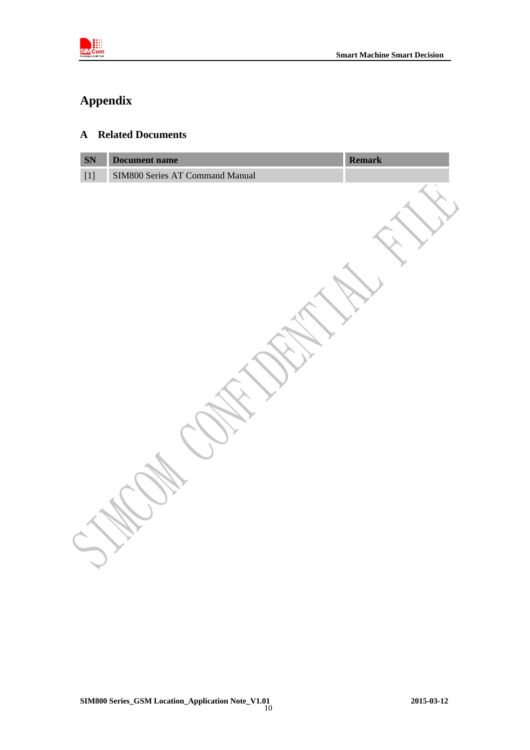# Appendix

## A Related Documents

| SN | Document name | Remark |
|---|---|---|
| [1] | SIM800 Series AT Command Manual | |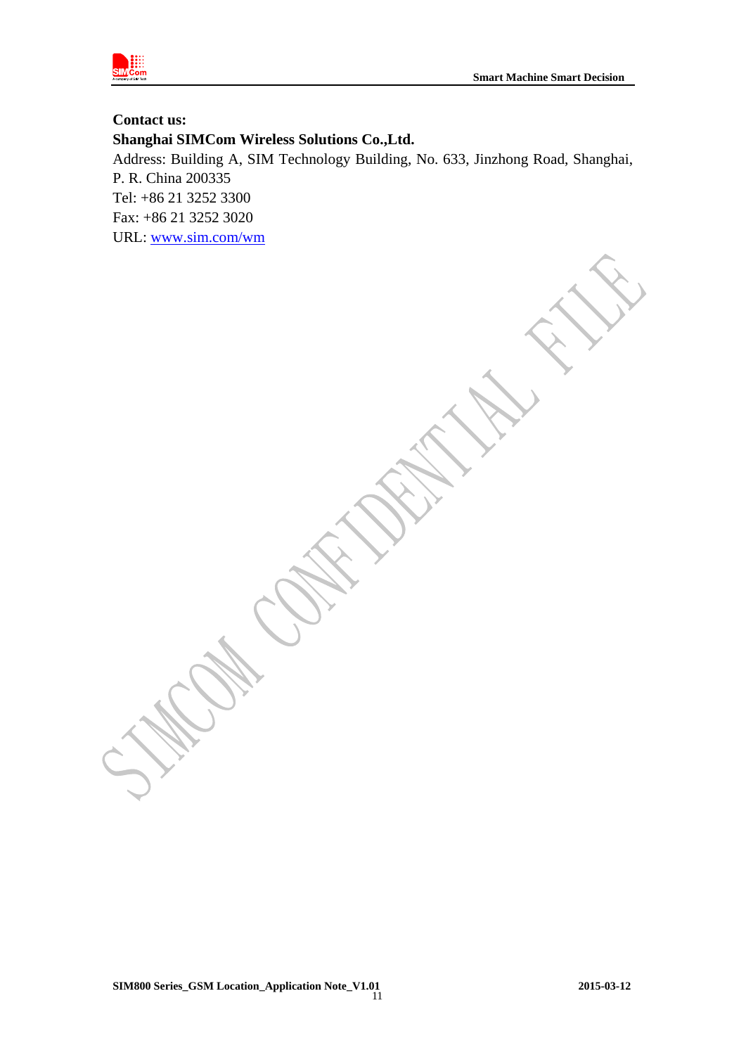**Contact us:**

**Shanghai SIMCom Wireless Solutions Co.,Ltd.**

Address: Building A, SIM Technology Building, No. 633, Jinzhong Road, Shanghai, P. R. China 200335

Tel: +86 21 3252 3300

Fax: +86 21 3252 3020

URL: www.sim.com/wm